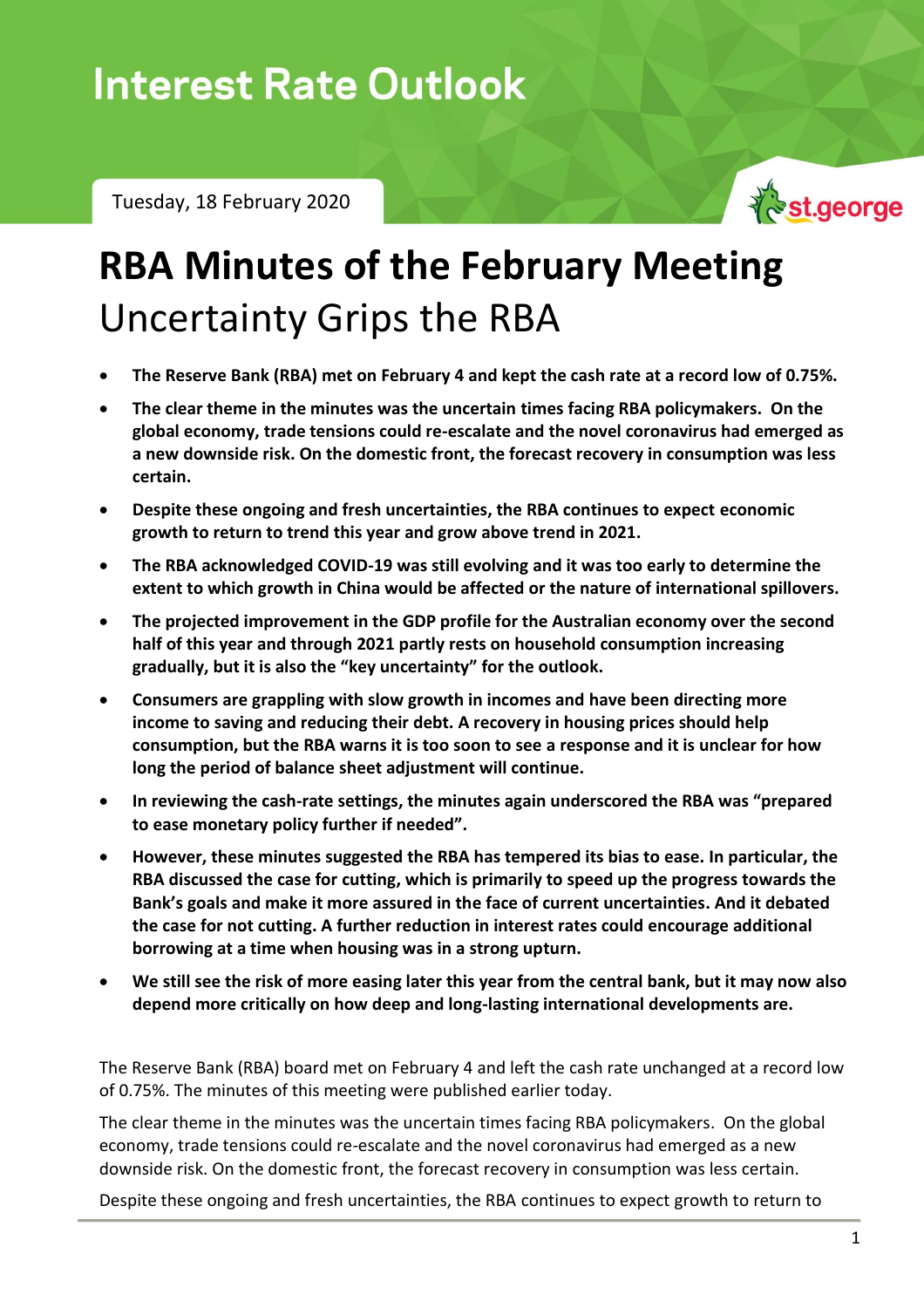Interest Rate Outlook

Tuesday, 18 February 2020

# RBA Minutes of the February Meeting

## Uncertainty Grips the RBA

- **The Reserve Bank (RBA) met on February 4 and kept the cash rate at a record low of 0.75%.**
- **The clear theme in the minutes was the uncertain times facing RBA policymakers. On the global economy, trade tensions could re-escalate and the novel coronavirus had emerged as a new downside risk. On the domestic front, the forecast recovery in consumption was less certain.**
- **Despite these ongoing and fresh uncertainties, the RBA continues to expect economic growth to return to trend this year and grow above trend in 2021.**
- **The RBA acknowledged COVID-19 was still evolving and it was too early to determine the extent to which growth in China would be affected or the nature of international spillovers.**
- **The projected improvement in the GDP profile for the Australian economy over the second half of this year and through 2021 partly rests on household consumption increasing gradually, but it is also the "key uncertainty" for the outlook.**
- **Consumers are grappling with slow growth in incomes and have been directing more income to saving and reducing their debt. A recovery in housing prices should help consumption, but the RBA warns it is too soon to see a response and it is unclear for how long the period of balance sheet adjustment will continue.**
- **In reviewing the cash-rate settings, the minutes again underscored the RBA was "prepared to ease monetary policy further if needed".**
- **However, these minutes suggested the RBA has tempered its bias to ease. In particular, the RBA discussed the case for cutting, which is primarily to speed up the progress towards the Bank's goals and make it more assured in the face of current uncertainties. And it debated the case for not cutting. A further reduction in interest rates could encourage additional borrowing at a time when housing was in a strong upturn.**
- **We still see the risk of more easing later this year from the central bank, but it may now also depend more critically on how deep and long-lasting international developments are.**

The Reserve Bank (RBA) board met on February 4 and left the cash rate unchanged at a record low of 0.75%. The minutes of this meeting were published earlier today.

The clear theme in the minutes was the uncertain times facing RBA policymakers. On the global economy, trade tensions could re-escalate and the novel coronavirus had emerged as a new downside risk. On the domestic front, the forecast recovery in consumption was less certain.

Despite these ongoing and fresh uncertainties, the RBA continues to expect growth to return to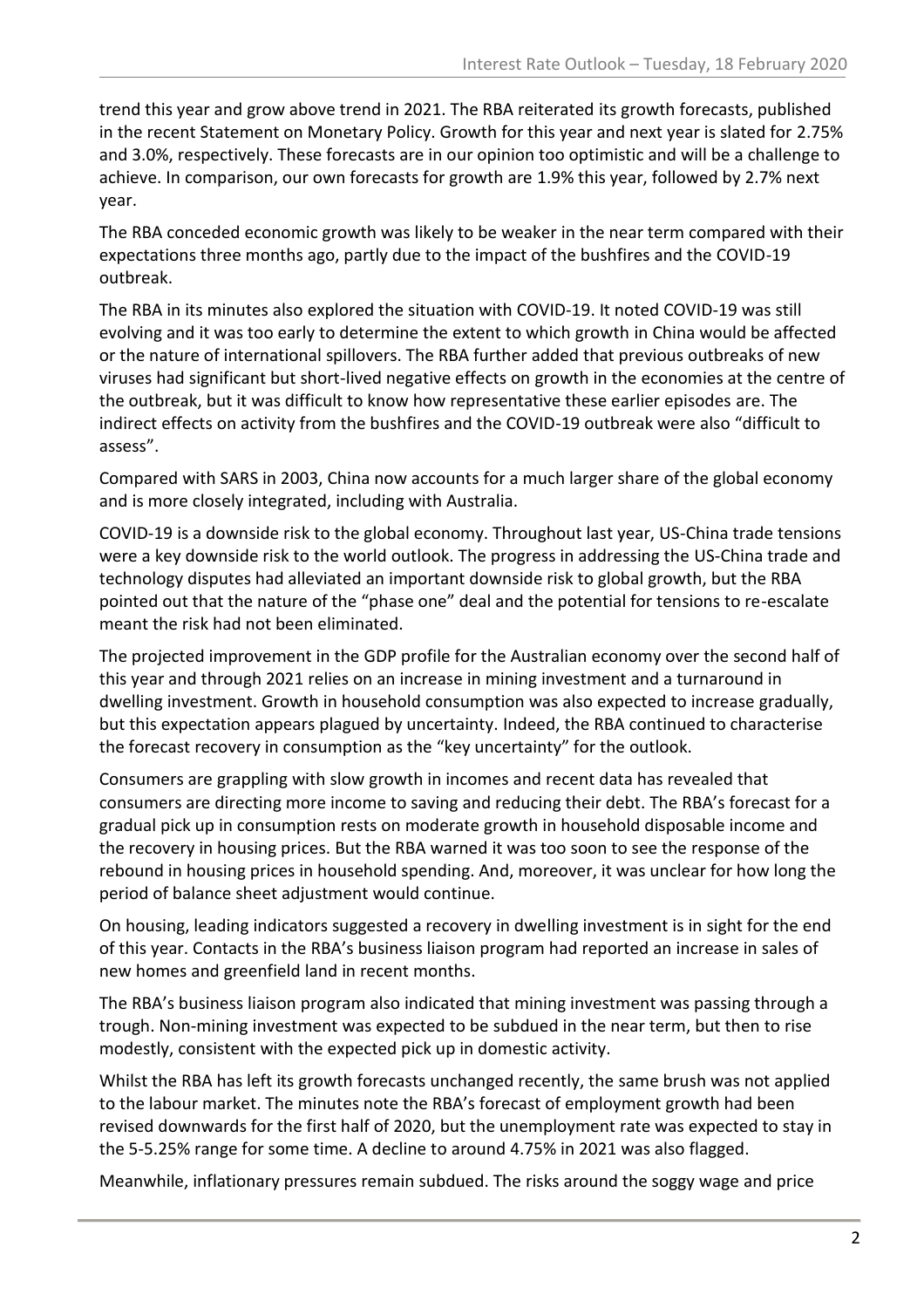trend this year and grow above trend in 2021. The RBA reiterated its growth forecasts, published in the recent Statement on Monetary Policy. Growth for this year and next year is slated for 2.75% and 3.0%, respectively. These forecasts are in our opinion too optimistic and will be a challenge to achieve. In comparison, our own forecasts for growth are 1.9% this year, followed by 2.7% next year.

The RBA conceded economic growth was likely to be weaker in the near term compared with their expectations three months ago, partly due to the impact of the bushfires and the COVID-19 outbreak.

The RBA in its minutes also explored the situation with COVID-19. It noted COVID-19 was still evolving and it was too early to determine the extent to which growth in China would be affected or the nature of international spillovers. The RBA further added that previous outbreaks of new viruses had significant but short-lived negative effects on growth in the economies at the centre of the outbreak, but it was difficult to know how representative these earlier episodes are. The indirect effects on activity from the bushfires and the COVID-19 outbreak were also "difficult to assess".

Compared with SARS in 2003, China now accounts for a much larger share of the global economy and is more closely integrated, including with Australia.

COVID-19 is a downside risk to the global economy. Throughout last year, US-China trade tensions were a key downside risk to the world outlook. The progress in addressing the US-China trade and technology disputes had alleviated an important downside risk to global growth, but the RBA pointed out that the nature of the "phase one" deal and the potential for tensions to re-escalate meant the risk had not been eliminated.

The projected improvement in the GDP profile for the Australian economy over the second half of this year and through 2021 relies on an increase in mining investment and a turnaround in dwelling investment. Growth in household consumption was also expected to increase gradually, but this expectation appears plagued by uncertainty. Indeed, the RBA continued to characterise the forecast recovery in consumption as the "key uncertainty" for the outlook.

Consumers are grappling with slow growth in incomes and recent data has revealed that consumers are directing more income to saving and reducing their debt. The RBA's forecast for a gradual pick up in consumption rests on moderate growth in household disposable income and the recovery in housing prices. But the RBA warned it was too soon to see the response of the rebound in housing prices in household spending. And, moreover, it was unclear for how long the period of balance sheet adjustment would continue.

On housing, leading indicators suggested a recovery in dwelling investment is in sight for the end of this year. Contacts in the RBA's business liaison program had reported an increase in sales of new homes and greenfield land in recent months.

The RBA's business liaison program also indicated that mining investment was passing through a trough. Non-mining investment was expected to be subdued in the near term, but then to rise modestly, consistent with the expected pick up in domestic activity.

Whilst the RBA has left its growth forecasts unchanged recently, the same brush was not applied to the labour market. The minutes note the RBA's forecast of employment growth had been revised downwards for the first half of 2020, but the unemployment rate was expected to stay in the 5-5.25% range for some time. A decline to around 4.75% in 2021 was also flagged.

Meanwhile, inflationary pressures remain subdued. The risks around the soggy wage and price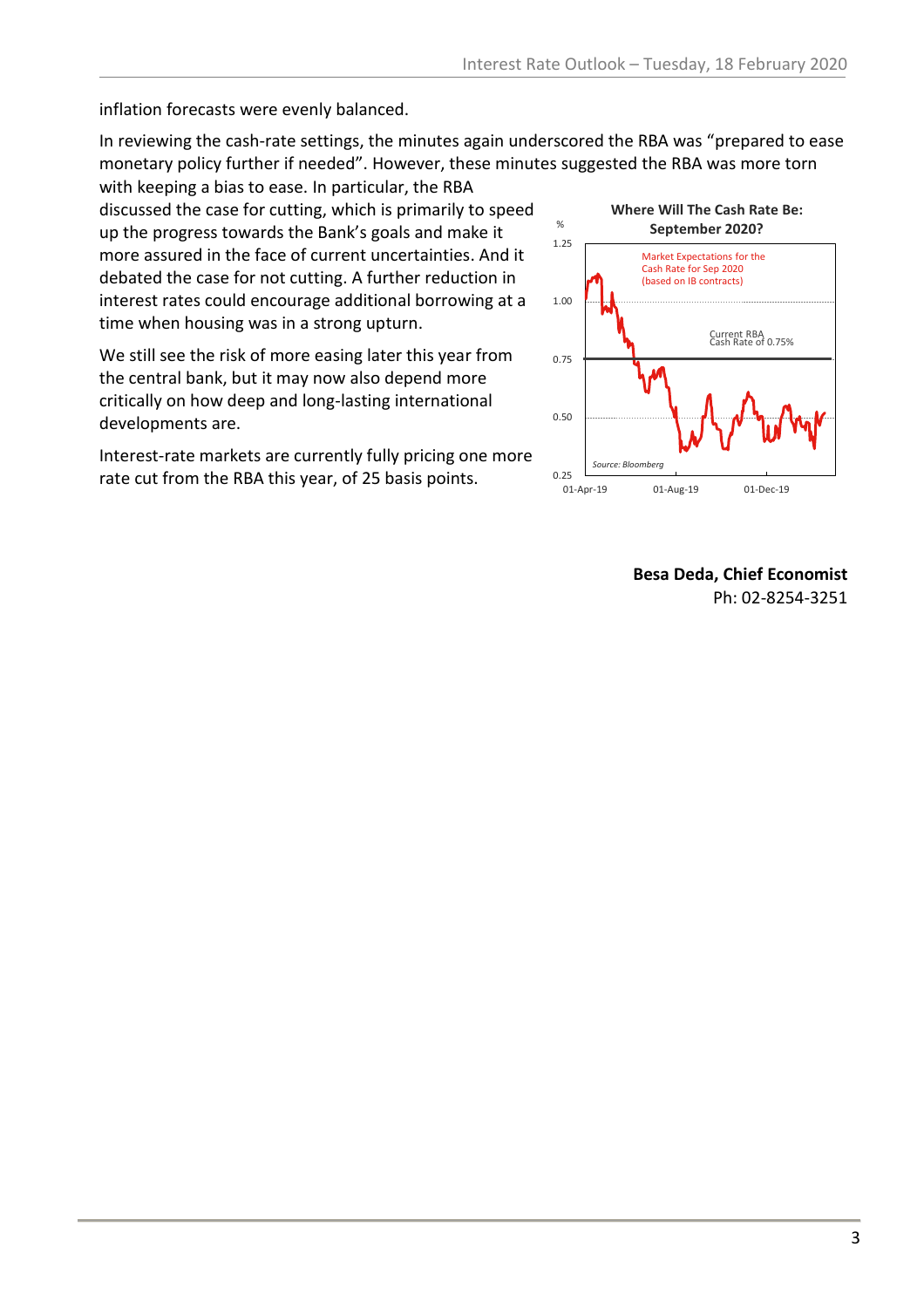inflation forecasts were evenly balanced.

In reviewing the cash-rate settings, the minutes again underscored the RBA was "prepared to ease monetary policy further if needed". However, these minutes suggested the RBA was more torn with keeping a bias to ease. In particular, the RBA discussed the case for cutting, which is primarily to speed up the progress towards the Bank's goals and make it more assured in the face of current uncertainties. And it debated the case for not cutting. A further reduction in interest rates could encourage additional borrowing at a time when housing was in a strong upturn.

We still see the risk of more easing later this year from the central bank, but it may now also depend more critically on how deep and long-lasting international developments are.

Interest-rate markets are currently fully pricing one more rate cut from the RBA this year, of 25 basis points.

**Where Will The Cash Rate Be: September 2020?**

%

Market Expectations for the Cash Rate for Sep 2020 (based on IB contracts)

Current RBA Cash Rate of 0.75%

Source: Bloomberg

01-Apr-19 01-Aug-19 01-Dec-19

**Besa Deda, Chief Economist**
Ph: 02-8254-3251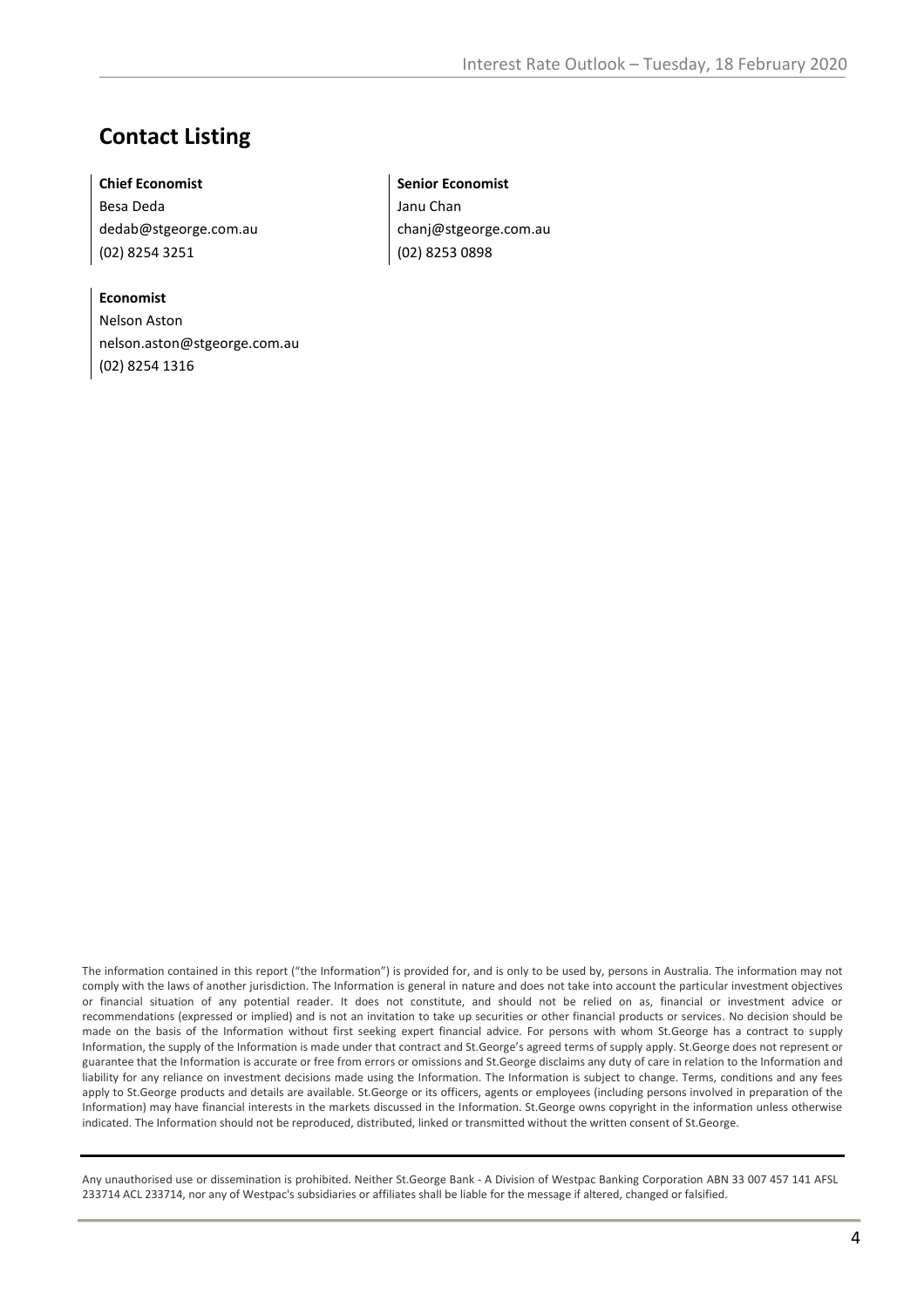## Contact Listing

**Chief Economist**
Besa Deda
dedab@stgeorge.com.au
(02) 8254 3251

**Senior Economist**
Janu Chan
chanj@stgeorge.com.au
(02) 8253 0898

**Economist**
Nelson Aston
nelson.aston@stgeorge.com.au
(02) 8254 1316

The information contained in this report ("the Information") is provided for, and is only to be used by, persons in Australia. The information may not comply with the laws of another jurisdiction. The Information is general in nature and does not take into account the particular investment objectives or financial situation of any potential reader. It does not constitute, and should not be relied on as, financial or investment advice or recommendations (expressed or implied) and is not an invitation to take up securities or other financial products or services. No decision should be made on the basis of the Information without first seeking expert financial advice. For persons with whom St.George has a contract to supply Information, the supply of the Information is made under that contract and St.George's agreed terms of supply apply. St.George does not represent or guarantee that the Information is accurate or free from errors or omissions and St.George disclaims any duty of care in relation to the Information and liability for any reliance on investment decisions made using the Information. The Information is subject to change. Terms, conditions and any fees apply to St.George products and details are available. St.George or its officers, agents or employees (including persons involved in preparation of the Information) may have financial interests in the markets discussed in the Information. St.George owns copyright in the information unless otherwise indicated. The Information should not be reproduced, distributed, linked or transmitted without the written consent of St.George.

Any unauthorised use or dissemination is prohibited. Neither St.George Bank - A Division of Westpac Banking Corporation ABN 33 007 457 141 AFSL 233714 ACL 233714, nor any of Westpac's subsidiaries or affiliates shall be liable for the message if altered, changed or falsified.